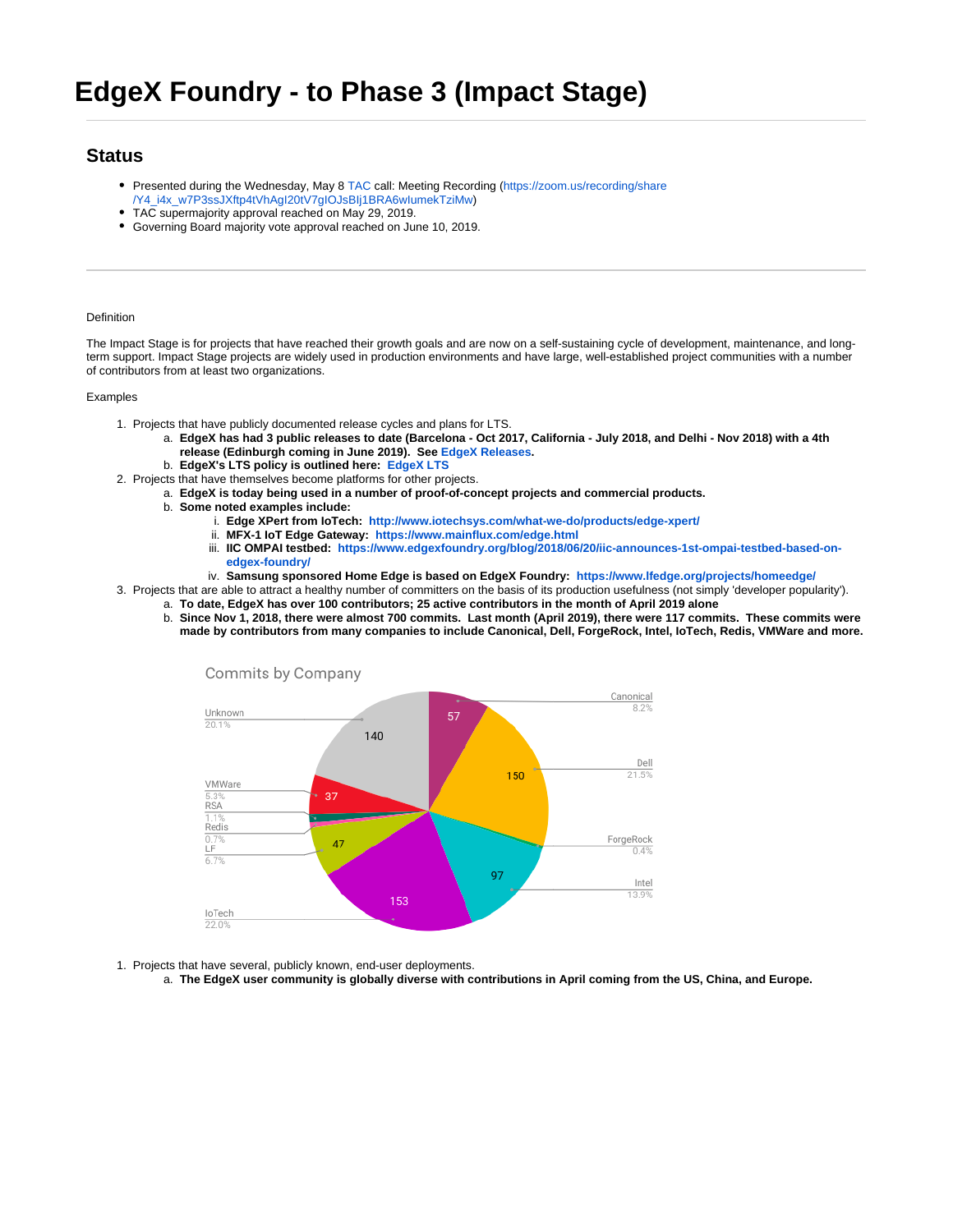# EdgeX Foundry - to Phase 3 (Impact Stage)

## Status

- Presented during the Wednesday, May 8 TAC call: Meeting Recording (https://zoom.us/recording/share/Y4_i4x_w7P3ssJXftp4tVhAgI20tV7gIOJsBIj1BRA6wIumekTziMw)
- TAC supermajority approval reached on May 29, 2019.
- Governing Board majority vote approval reached on June 10, 2019.

---

Definition

The Impact Stage is for projects that have reached their growth goals and are now on a self-sustaining cycle of development, maintenance, and long-term support. Impact Stage projects are widely used in production environments and have large, well-established project communities with a number of contributors from at least two organizations.

Examples

1. Projects that have publicly documented release cycles and plans for LTS.
   a. **EdgeX has had 3 public releases to date (Barcelona - Oct 2017, California - July 2018, and Delhi - Nov 2018) with a 4th release (Edinburgh coming in June 2019). See EdgeX Releases.**
   b. **EdgeX's LTS policy is outlined here: EdgeX LTS**
2. Projects that have themselves become platforms for other projects.
   a. **EdgeX is today being used in a number of proof-of-concept projects and commercial products.**
   b. **Some noted examples include:**
      i. **Edge XPert from IoTech: http://www.iotechsys.com/what-we-do/products/edge-xpert/**
      ii. **MFX-1 IoT Edge Gateway: https://www.mainflux.com/edge.html**
      iii. **IIC OMPAI testbed: https://www.edgexfoundry.org/blog/2018/06/20/iic-announces-1st-ompai-testbed-based-on-edgex-foundry/**
      iv. **Samsung sponsored Home Edge is based on EdgeX Foundry: https://www.lfedge.org/projects/homeedge/**
3. Projects that are able to attract a healthy number of committers on the basis of its production usefulness (not simply 'developer popularity').
   a. **To date, EdgeX has over 100 contributors; 25 active contributors in the month of April 2019 alone**
   b. **Since Nov 1, 2018, there were almost 700 commits. Last month (April 2019), there were 117 commits. These commits were made by contributors from many companies to include Canonical, Dell, ForgeRock, Intel, IoTech, Redis, VMWare and more.**

Commits by Company

| Company | Commits | Percentage |
|---|---|---|
| Canonical | 57 | 8.2% |
| Dell | 150 | 21.5% |
| ForgeRock | | 0.4% |
| Intel | 97 | 13.9% |
| IoTech | 153 | 22.0% |
| LF | 47 | 6.7% |
| Redis | | 0.7% |
| RSA | | 1.1% |
| VMWare | 37 | 5.3% |
| Unknown | 140 | 20.1% |

1. Projects that have several, publicly known, end-user deployments.
   a. **The EdgeX user community is globally diverse with contributions in April coming from the US, China, and Europe.**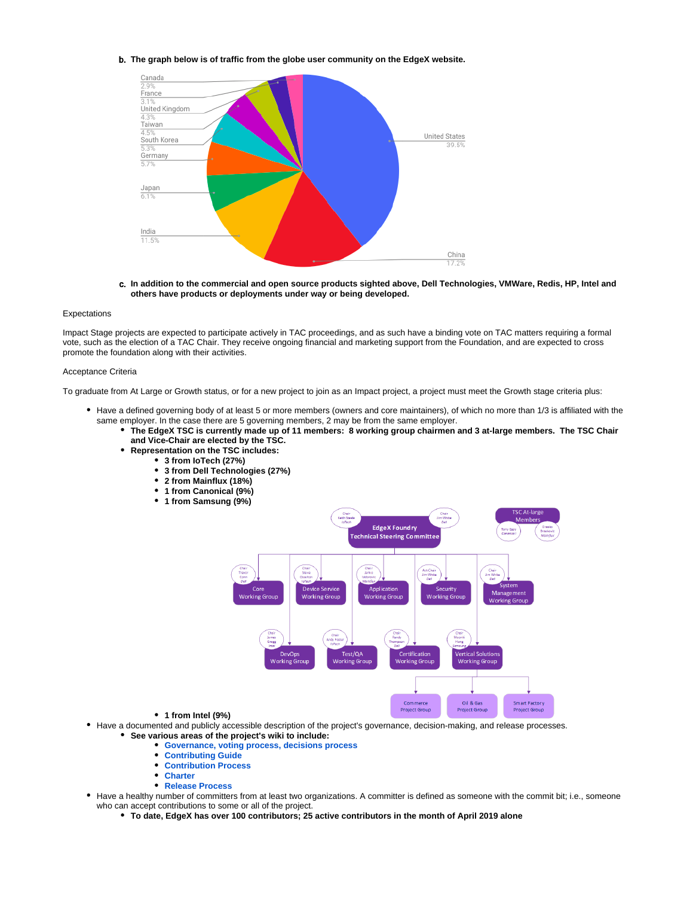b. **The graph below is of traffic from the globe user community on the EdgeX website.**

| Country | Share |
|---|---|
| United States | 39.5% |
| China | 17.2% |
| India | 11.5% |
| Japan | 6.1% |
| Germany | 5.7% |
| South Korea | 5.3% |
| Taiwan | 4.5% |
| United Kingdom | 4.3% |
| France | 3.1% |
| Canada | 2.9% |

c. **In addition to the commercial and open source products sighted above, Dell Technologies, VMWare, Redis, HP, Intel and others have products or deployments under way or being developed.**

Expectations

Impact Stage projects are expected to participate actively in TAC proceedings, and as such have a binding vote on TAC matters requiring a formal vote, such as the election of a TAC Chair. They receive ongoing financial and marketing support from the Foundation, and are expected to cross promote the foundation along with their activities.

Acceptance Criteria

To graduate from At Large or Growth status, or for a new project to join as an Impact project, a project must meet the Growth stage criteria plus:

- Have a defined governing body of at least 5 or more members (owners and core maintainers), of which no more than 1/3 is affiliated with the same employer. In the case there are 5 governing members, 2 may be from the same employer.
  - **The EdgeX TSC is currently made up of 11 members: 8 working group chairmen and 3 at-large members. The TSC Chair and Vice-Chair are elected by the TSC.**
  - **Representation on the TSC includes:**
    - **3 from IoTech (27%)**
    - **3 from Dell Technologies (27%)**
    - **2 from Mainflux (18%)**
    - **1 from Canonical (9%)**
    - **1 from Samsung (9%)**
    - **1 from Intel (9%)**
- Have a documented and publicly accessible description of the project's governance, decision-making, and release processes.
  - **See various areas of the project's wiki to include:**
    - **Governance, voting process, decisions process**
    - **Contributing Guide**
    - **Contribution Process**
    - **Charter**
    - **Release Process**
- Have a healthy number of committers from at least two organizations. A committer is defined as someone with the commit bit; i.e., someone who can accept contributions to some or all of the project.
  - **To date, EdgeX has over 100 contributors; 25 active contributors in the month of April 2019 alone**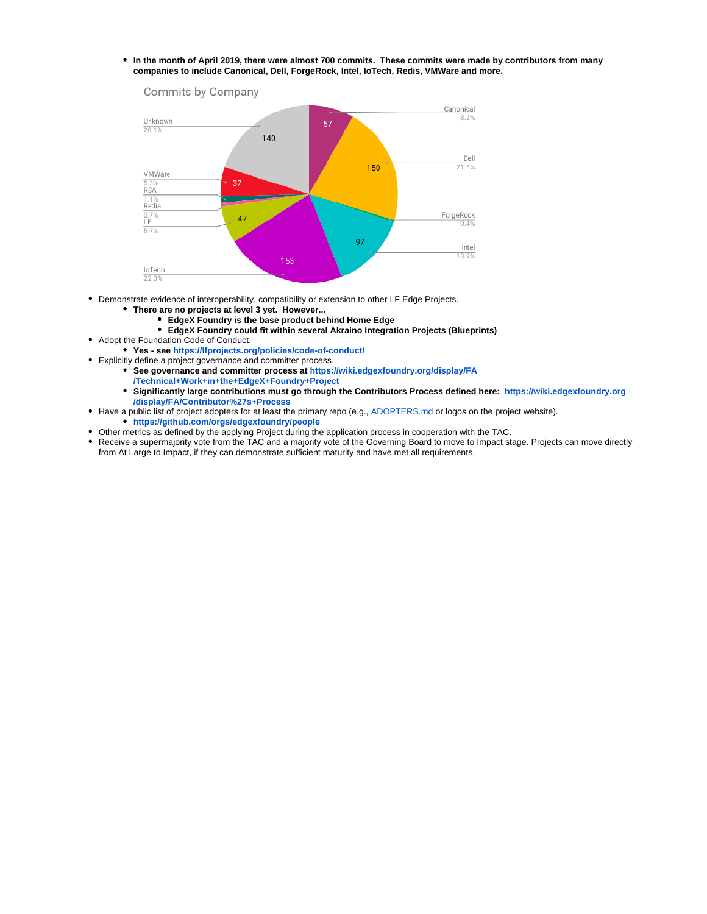- **In the month of April 2019, there were almost 700 commits. These commits were made by contributors from many companies to include Canonical, Dell, ForgeRock, Intel, IoTech, Redis, VMWare and more.**

Commits by Company

Canonical
8.2%
57

Dell
21.5%
150

ForgeRock
0.4%

Intel
13.9%
97

IoTech
22.0%
153

LF
6.7%
47

Redis
0.7%

RSA
1.1%

VMWare
5.3%
37

Unknown
20.1%
140

- Demonstrate evidence of interoperability, compatibility or extension to other LF Edge Projects.
  - **There are no projects at level 3 yet. However...**
    - **EdgeX Foundry is the base product behind Home Edge**
    - **EdgeX Foundry could fit within several Akraino Integration Projects (Blueprints)**
- Adopt the Foundation Code of Conduct.
  - **Yes - see https://lfprojects.org/policies/code-of-conduct/**
- Explicitly define a project governance and committer process.
  - **See governance and committer process at https://wiki.edgexfoundry.org/display/FA/Technical+Work+in+the+EdgeX+Foundry+Project**
  - **Significantly large contributions must go through the Contributors Process defined here: https://wiki.edgexfoundry.org/display/FA/Contributor%27s+Process**
- Have a public list of project adopters for at least the primary repo (e.g., ADOPTERS.md or logos on the project website).
  - **https://github.com/orgs/edgexfoundry/people**
- Other metrics as defined by the applying Project during the application process in cooperation with the TAC.
- Receive a supermajority vote from the TAC and a majority vote of the Governing Board to move to Impact stage. Projects can move directly from At Large to Impact, if they can demonstrate sufficient maturity and have met all requirements.